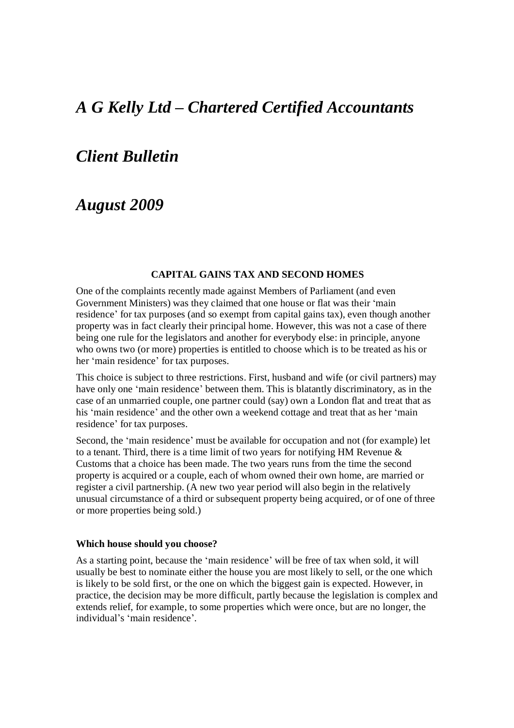# *A G Kelly Ltd – Chartered Certified Accountants*

# *Client Bulletin*

# *August 2009*

## CAPITAL GAINS TAX AND SECOND HOMES

One of the complaints recently made against Members of Parliament (and even Government Ministers) was they claimed that one house or flat was their 'main residence' for tax purposes (and so exempt from capital gains tax), even though another property was in fact clearly their principal home. However, this was not a case of there being one rule for the legislators and another for everybody else: in principle, anyone who owns two (or more) properties is entitled to choose which is to be treated as his or her 'main residence' for tax purposes.

This choice is subject to three restrictions. First, husband and wife (or civil partners) may have only one 'main residence' between them. This is blatantly discriminatory, as in the case of an unmarried couple, one partner could (say) own a London flat and treat that as his 'main residence' and the other own a weekend cottage and treat that as her 'main residence' for tax purposes.

Second, the 'main residence' must be available for occupation and not (for example) let to a tenant. Third, there is a time limit of two years for notifying HM Revenue & Customs that a choice has been made. The two years runs from the time the second property is acquired or a couple, each of whom owned their own home, are married or register a civil partnership. (A new two year period will also begin in the relatively unusual circumstance of a third or subsequent property being acquired, or of one of three or more properties being sold.)

### Which house should you choose?

As a starting point, because the 'main residence' will be free of tax when sold, it will usually be best to nominate either the house you are most likely to sell, or the one which is likely to be sold first, or the one on which the biggest gain is expected. However, in practice, the decision may be more difficult, partly because the legislation is complex and extends relief, for example, to some properties which were once, but are no longer, the individual's 'main residence'.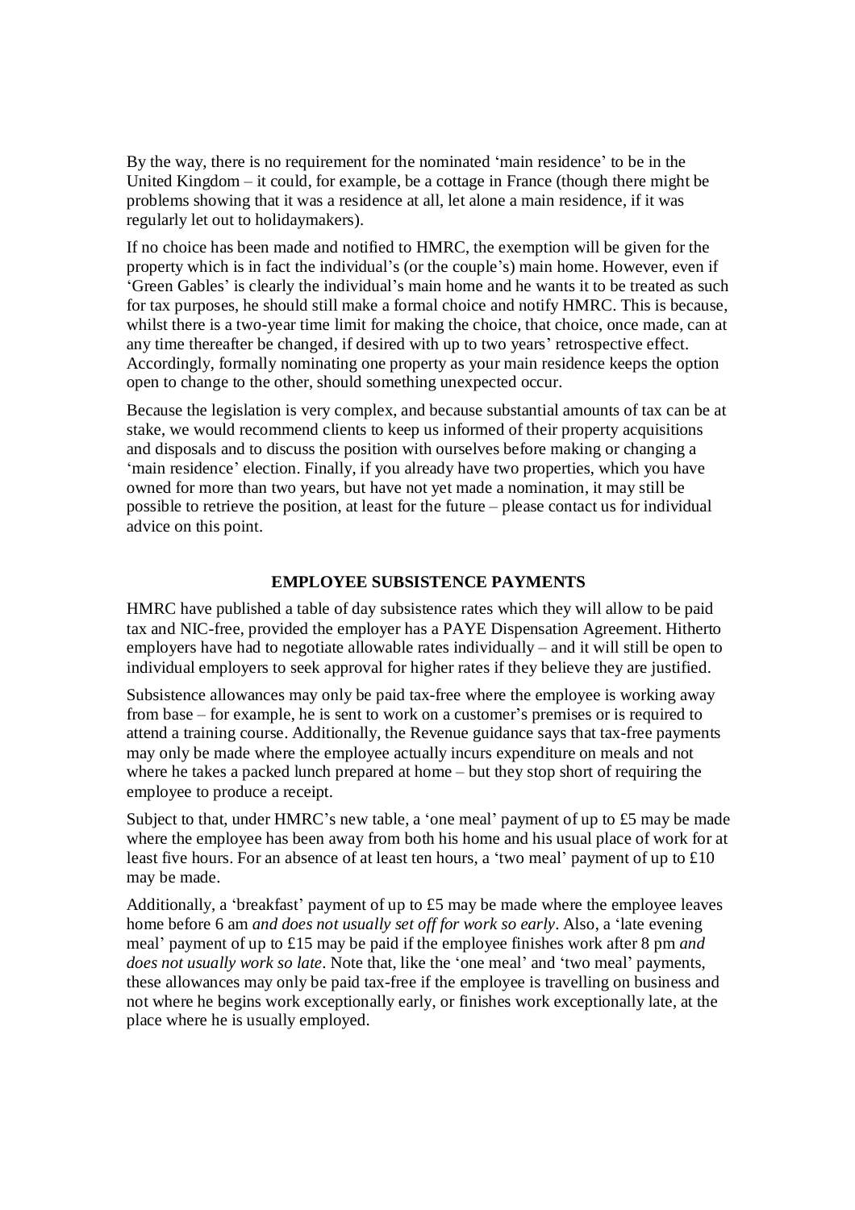By the way, there is no requirement for the nominated 'main residence' to be in the United Kingdom – it could, for example, be a cottage in France (though there might be problems showing that it was a residence at all, let alone a main residence, if it was regularly let out to holidaymakers).

If no choice has been made and notified to HMRC, the exemption will be given for the property which is in fact the individual's (or the couple's) main home. However, even if 'Green Gables' is clearly the individual's main home and he wants it to be treated as such for tax purposes, he should still make a formal choice and notify HMRC. This is because, whilst there is a two-year time limit for making the choice, that choice, once made, can at any time thereafter be changed, if desired with up to two years' retrospective effect. Accordingly, formally nominating one property as your main residence keeps the option open to change to the other, should something unexpected occur.

Because the legislation is very complex, and because substantial amounts of tax can be at stake, we would recommend clients to keep us informed of their property acquisitions and disposals and to discuss the position with ourselves before making or changing a 'main residence' election. Finally, if you already have two properties, which you have owned for more than two years, but have not yet made a nomination, it may still be possible to retrieve the position, at least for the future – please contact us for individual advice on this point.

## EMPLOYEE SUBSISTENCE PAYMENTS

HMRC have published a table of day subsistence rates which they will allow to be paid tax and NIC-free, provided the employer has a PAYE Dispensation Agreement. Hitherto employers have had to negotiate allowable rates individually – and it will still be open to individual employers to seek approval for higher rates if they believe they are justified.

Subsistence allowances may only be paid tax-free where the employee is working away from base – for example, he is sent to work on a customer's premises or is required to attend a training course. Additionally, the Revenue guidance says that tax-free payments may only be made where the employee actually incurs expenditure on meals and not where he takes a packed lunch prepared at home – but they stop short of requiring the employee to produce a receipt.

Subject to that, under HMRC's new table, a 'one meal' payment of up to £5 may be made where the employee has been away from both his home and his usual place of work for at least five hours. For an absence of at least ten hours, a 'two meal' payment of up to £10 may be made.

Additionally, a 'breakfast' payment of up to £5 may be made where the employee leaves home before 6 am *and does not usually set off for work so early*. Also, a 'late evening meal' payment of up to £15 may be paid if the employee finishes work after 8 pm *and does not usually work so late*. Note that, like the 'one meal' and 'two meal' payments, these allowances may only be paid tax-free if the employee is travelling on business and not where he begins work exceptionally early, or finishes work exceptionally late, at the place where he is usually employed.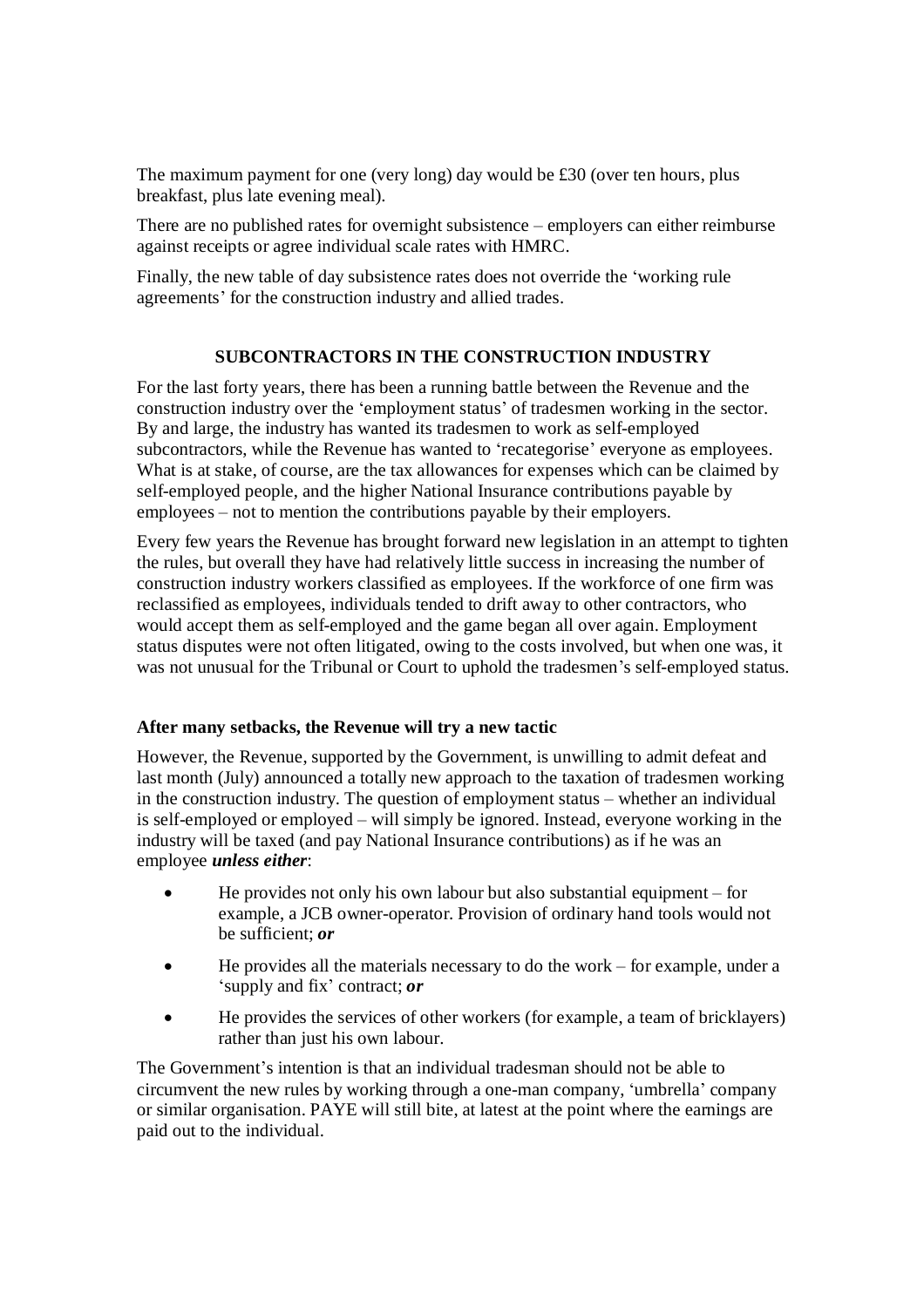The maximum payment for one (very long) day would be £30 (over ten hours, plus breakfast, plus late evening meal).

There are no published rates for overnight subsistence – employers can either reimburse against receipts or agree individual scale rates with HMRC.

Finally, the new table of day subsistence rates does not override the 'working rule agreements' for the construction industry and allied trades.

## SUBCONTRACTORS IN THE CONSTRUCTION INDUSTRY

For the last forty years, there has been a running battle between the Revenue and the construction industry over the 'employment status' of tradesmen working in the sector. By and large, the industry has wanted its tradesmen to work as self-employed subcontractors, while the Revenue has wanted to 'recategorise' everyone as employees. What is at stake, of course, are the tax allowances for expenses which can be claimed by self-employed people, and the higher National Insurance contributions payable by employees – not to mention the contributions payable by their employers.

Every few years the Revenue has brought forward new legislation in an attempt to tighten the rules, but overall they have had relatively little success in increasing the number of construction industry workers classified as employees. If the workforce of one firm was reclassified as employees, individuals tended to drift away to other contractors, who would accept them as self-employed and the game began all over again. Employment status disputes were not often litigated, owing to the costs involved, but when one was, it was not unusual for the Tribunal or Court to uphold the tradesmen's self-employed status.

### After many setbacks, the Revenue will try a new tactic

However, the Revenue, supported by the Government, is unwilling to admit defeat and last month (July) announced a totally new approach to the taxation of tradesmen working in the construction industry. The question of employment status – whether an individual is self-employed or employed – will simply be ignored. Instead, everyone working in the industry will be taxed (and pay National Insurance contributions) as if he was an employee ***unless either***:

- He provides not only his own labour but also substantial equipment – for example, a JCB owner-operator. Provision of ordinary hand tools would not be sufficient; ***or***
- He provides all the materials necessary to do the work – for example, under a 'supply and fix' contract; ***or***
- He provides the services of other workers (for example, a team of bricklayers) rather than just his own labour.

The Government's intention is that an individual tradesman should not be able to circumvent the new rules by working through a one-man company, 'umbrella' company or similar organisation. PAYE will still bite, at latest at the point where the earnings are paid out to the individual.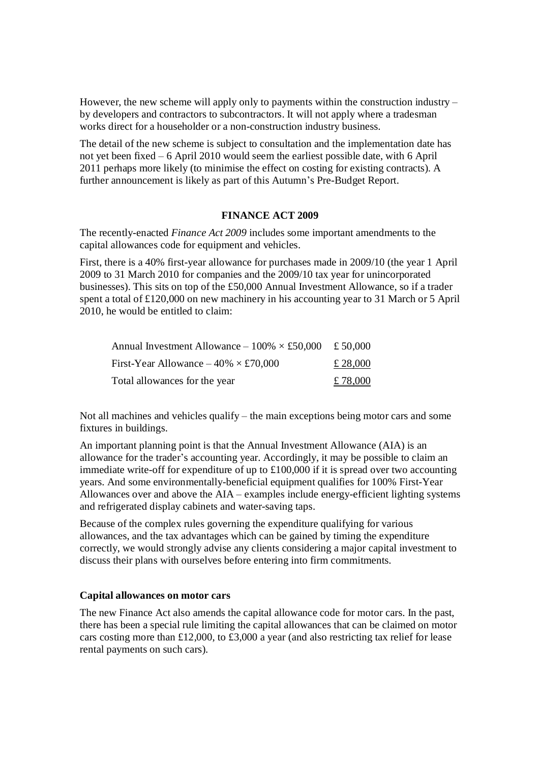However, the new scheme will apply only to payments within the construction industry – by developers and contractors to subcontractors. It will not apply where a tradesman works direct for a householder or a non-construction industry business.

The detail of the new scheme is subject to consultation and the implementation date has not yet been fixed – 6 April 2010 would seem the earliest possible date, with 6 April 2011 perhaps more likely (to minimise the effect on costing for existing contracts). A further announcement is likely as part of this Autumn's Pre-Budget Report.

## FINANCE ACT 2009

The recently-enacted *Finance Act 2009* includes some important amendments to the capital allowances code for equipment and vehicles.

First, there is a 40% first-year allowance for purchases made in 2009/10 (the year 1 April 2009 to 31 March 2010 for companies and the 2009/10 tax year for unincorporated businesses). This sits on top of the £50,000 Annual Investment Allowance, so if a trader spent a total of £120,000 on new machinery in his accounting year to 31 March or 5 April 2010, he would be entitled to claim:

| | |
|---|---|
| Annual Investment Allowance – 100% × £50,000 | £ 50,000 |
| First-Year Allowance – 40% × £70,000 | £ 28,000 |
| Total allowances for the year | £ 78,000 |

Not all machines and vehicles qualify – the main exceptions being motor cars and some fixtures in buildings.

An important planning point is that the Annual Investment Allowance (AIA) is an allowance for the trader's accounting year. Accordingly, it may be possible to claim an immediate write-off for expenditure of up to £100,000 if it is spread over two accounting years. And some environmentally-beneficial equipment qualifies for 100% First-Year Allowances over and above the AIA – examples include energy-efficient lighting systems and refrigerated display cabinets and water-saving taps.

Because of the complex rules governing the expenditure qualifying for various allowances, and the tax advantages which can be gained by timing the expenditure correctly, we would strongly advise any clients considering a major capital investment to discuss their plans with ourselves before entering into firm commitments.

### Capital allowances on motor cars

The new Finance Act also amends the capital allowance code for motor cars. In the past, there has been a special rule limiting the capital allowances that can be claimed on motor cars costing more than £12,000, to £3,000 a year (and also restricting tax relief for lease rental payments on such cars).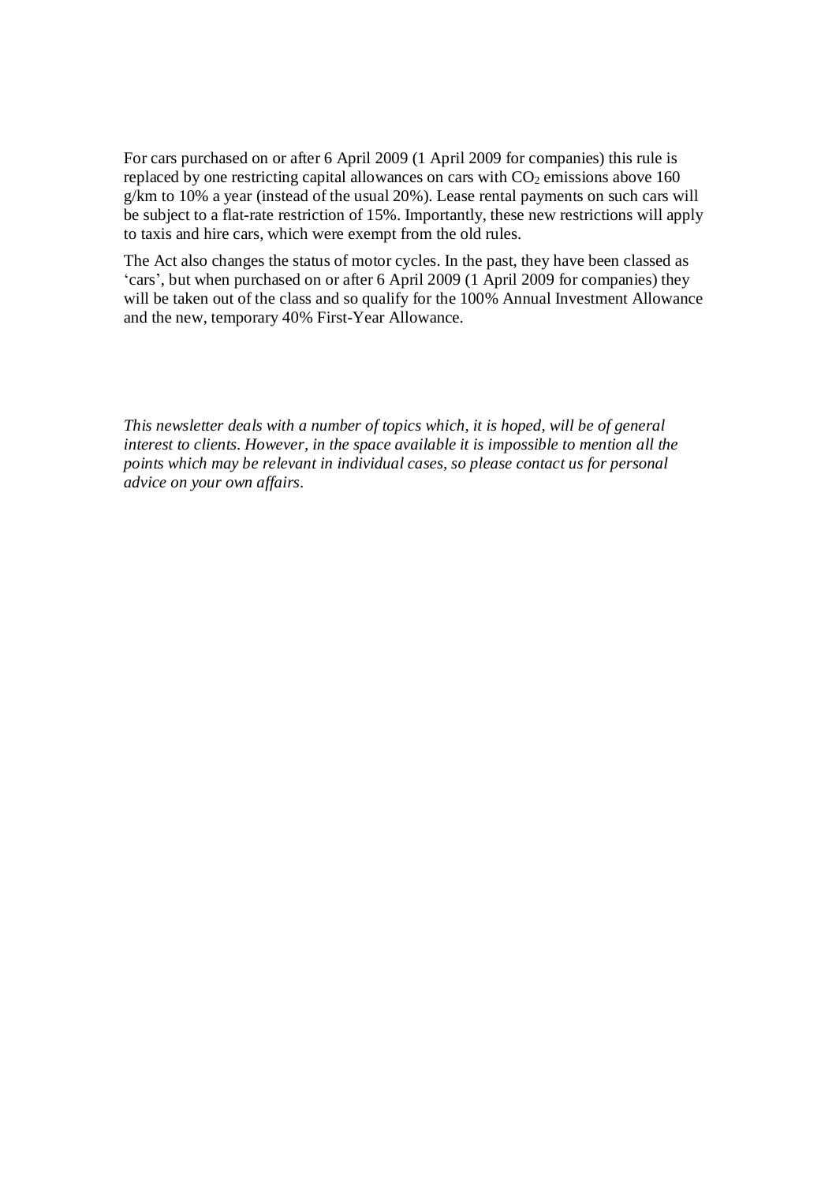For cars purchased on or after 6 April 2009 (1 April 2009 for companies) this rule is replaced by one restricting capital allowances on cars with $CO_2$ emissions above 160 g/km to 10% a year (instead of the usual 20%). Lease rental payments on such cars will be subject to a flat-rate restriction of 15%. Importantly, these new restrictions will apply to taxis and hire cars, which were exempt from the old rules.

The Act also changes the status of motor cycles. In the past, they have been classed as 'cars', but when purchased on or after 6 April 2009 (1 April 2009 for companies) they will be taken out of the class and so qualify for the 100% Annual Investment Allowance and the new, temporary 40% First-Year Allowance.

*This newsletter deals with a number of topics which, it is hoped, will be of general interest to clients. However, in the space available it is impossible to mention all the points which may be relevant in individual cases, so please contact us for personal advice on your own affairs.*